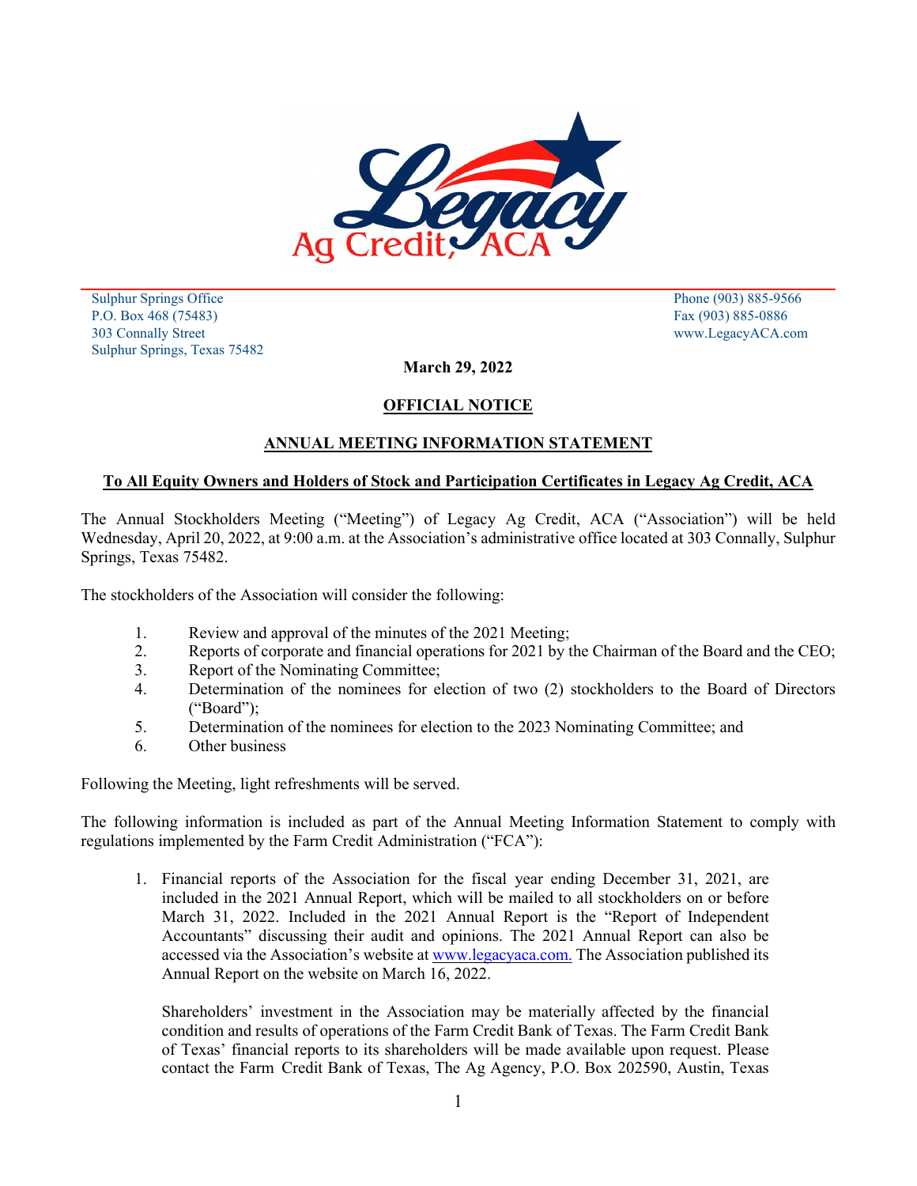Legacy Ag Credit, ACA

Sulphur Springs Office
P.O. Box 468 (75483)
303 Connally Street
Sulphur Springs, Texas 75482

Phone (903) 885-9566
Fax (903) 885-0886
www.LegacyACA.com

**March 29, 2022**

**OFFICIAL NOTICE**

**ANNUAL MEETING INFORMATION STATEMENT**

**To All Equity Owners and Holders of Stock and Participation Certificates in Legacy Ag Credit, ACA**

The Annual Stockholders Meeting ("Meeting") of Legacy Ag Credit, ACA ("Association") will be held Wednesday, April 20, 2022, at 9:00 a.m. at the Association's administrative office located at 303 Connally, Sulphur Springs, Texas 75482.

The stockholders of the Association will consider the following:

1. Review and approval of the minutes of the 2021 Meeting;
2. Reports of corporate and financial operations for 2021 by the Chairman of the Board and the CEO;
3. Report of the Nominating Committee;
4. Determination of the nominees for election of two (2) stockholders to the Board of Directors ("Board");
5. Determination of the nominees for election to the 2023 Nominating Committee; and
6. Other business

Following the Meeting, light refreshments will be served.

The following information is included as part of the Annual Meeting Information Statement to comply with regulations implemented by the Farm Credit Administration ("FCA"):

1. Financial reports of the Association for the fiscal year ending December 31, 2021, are included in the 2021 Annual Report, which will be mailed to all stockholders on or before March 31, 2022. Included in the 2021 Annual Report is the "Report of Independent Accountants" discussing their audit and opinions. The 2021 Annual Report can also be accessed via the Association's website at www.legacyaca.com. The Association published its Annual Report on the website on March 16, 2022.

   Shareholders' investment in the Association may be materially affected by the financial condition and results of operations of the Farm Credit Bank of Texas. The Farm Credit Bank of Texas' financial reports to its shareholders will be made available upon request. Please contact the Farm Credit Bank of Texas, The Ag Agency, P.O. Box 202590, Austin, Texas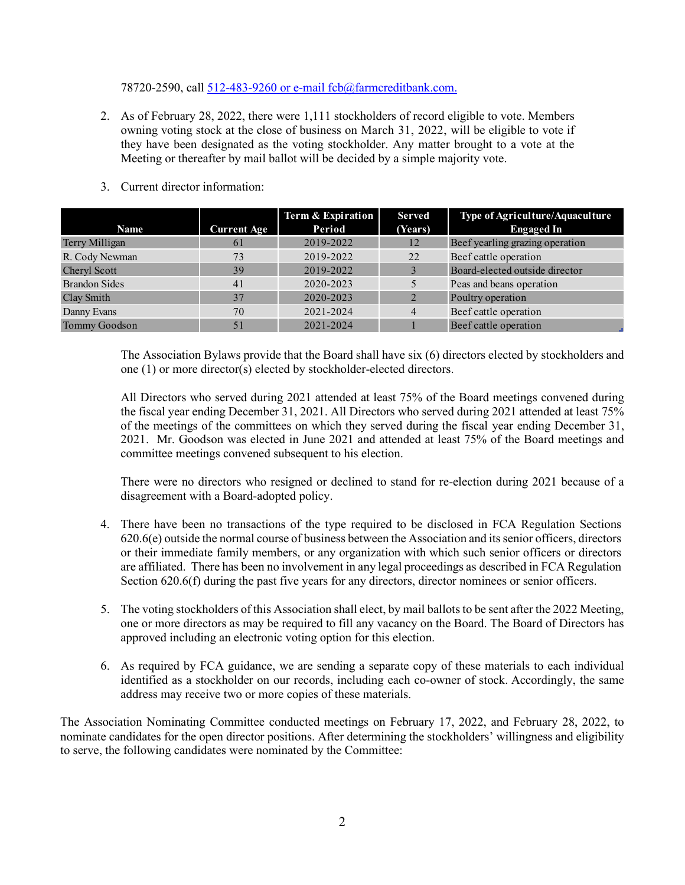78720-2590, call 512-483-9260 or e-mail fcb@farmcreditbank.com.

2. As of February 28, 2022, there were 1,111 stockholders of record eligible to vote. Members owning voting stock at the close of business on March 31, 2022, will be eligible to vote if they have been designated as the voting stockholder. Any matter brought to a vote at the Meeting or thereafter by mail ballot will be decided by a simple majority vote.

3. Current director information:

| Name | Current Age | Term & Expiration Period | Served (Years) | Type of Agriculture/Aquaculture Engaged In |
|---|---|---|---|---|
| Terry Milligan | 61 | 2019-2022 | 12 | Beef yearling grazing operation |
| R. Cody Newman | 73 | 2019-2022 | 22 | Beef cattle operation |
| Cheryl Scott | 39 | 2019-2022 | 3 | Board-elected outside director |
| Brandon Sides | 41 | 2020-2023 | 5 | Peas and beans operation |
| Clay Smith | 37 | 2020-2023 | 2 | Poultry operation |
| Danny Evans | 70 | 2021-2024 | 4 | Beef cattle operation |
| Tommy Goodson | 51 | 2021-2024 | 1 | Beef cattle operation |

The Association Bylaws provide that the Board shall have six (6) directors elected by stockholders and one (1) or more director(s) elected by stockholder-elected directors.

All Directors who served during 2021 attended at least 75% of the Board meetings convened during the fiscal year ending December 31, 2021. All Directors who served during 2021 attended at least 75% of the meetings of the committees on which they served during the fiscal year ending December 31, 2021. Mr. Goodson was elected in June 2021 and attended at least 75% of the Board meetings and committee meetings convened subsequent to his election.

There were no directors who resigned or declined to stand for re-election during 2021 because of a disagreement with a Board-adopted policy.

4. There have been no transactions of the type required to be disclosed in FCA Regulation Sections 620.6(e) outside the normal course of business between the Association and its senior officers, directors or their immediate family members, or any organization with which such senior officers or directors are affiliated. There has been no involvement in any legal proceedings as described in FCA Regulation Section 620.6(f) during the past five years for any directors, director nominees or senior officers.

5. The voting stockholders of this Association shall elect, by mail ballots to be sent after the 2022 Meeting, one or more directors as may be required to fill any vacancy on the Board. The Board of Directors has approved including an electronic voting option for this election.

6. As required by FCA guidance, we are sending a separate copy of these materials to each individual identified as a stockholder on our records, including each co-owner of stock. Accordingly, the same address may receive two or more copies of these materials.

The Association Nominating Committee conducted meetings on February 17, 2022, and February 28, 2022, to nominate candidates for the open director positions. After determining the stockholders' willingness and eligibility to serve, the following candidates were nominated by the Committee: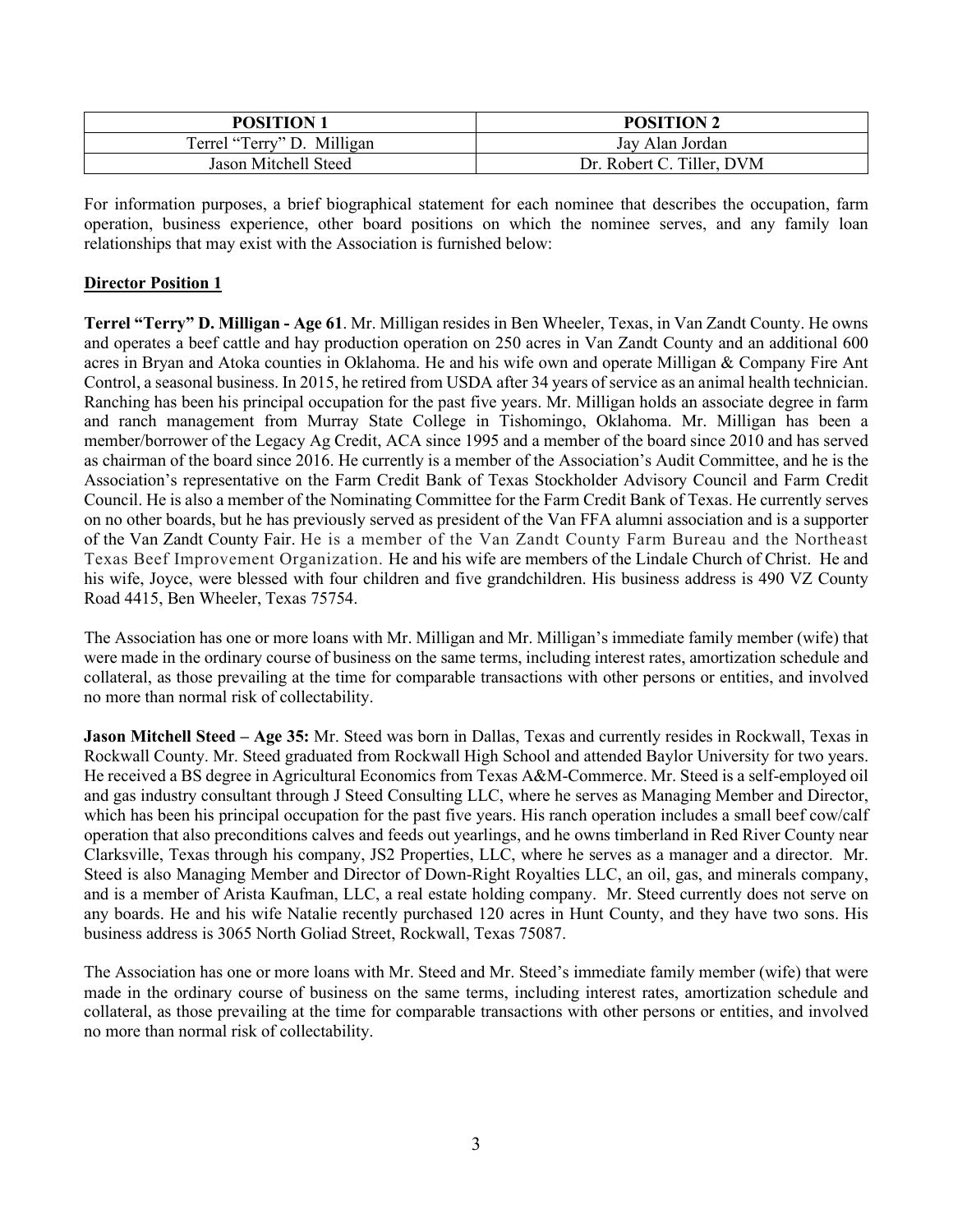| POSITION 1 | POSITION 2 |
| --- | --- |
| Terrel “Terry” D. Milligan | Jay Alan Jordan |
| Jason Mitchell Steed | Dr. Robert C. Tiller, DVM |

For information purposes, a brief biographical statement for each nominee that describes the occupation, farm operation, business experience, other board positions on which the nominee serves, and any family loan relationships that may exist with the Association is furnished below:

**Director Position 1**

**Terrel “Terry” D. Milligan - Age 61**. Mr. Milligan resides in Ben Wheeler, Texas, in Van Zandt County. He owns and operates a beef cattle and hay production operation on 250 acres in Van Zandt County and an additional 600 acres in Bryan and Atoka counties in Oklahoma. He and his wife own and operate Milligan & Company Fire Ant Control, a seasonal business. In 2015, he retired from USDA after 34 years of service as an animal health technician. Ranching has been his principal occupation for the past five years. Mr. Milligan holds an associate degree in farm and ranch management from Murray State College in Tishomingo, Oklahoma. Mr. Milligan has been a member/borrower of the Legacy Ag Credit, ACA since 1995 and a member of the board since 2010 and has served as chairman of the board since 2016. He currently is a member of the Association’s Audit Committee, and he is the Association’s representative on the Farm Credit Bank of Texas Stockholder Advisory Council and Farm Credit Council. He is also a member of the Nominating Committee for the Farm Credit Bank of Texas. He currently serves on no other boards, but he has previously served as president of the Van FFA alumni association and is a supporter of the Van Zandt County Fair. He is a member of the Van Zandt County Farm Bureau and the Northeast Texas Beef Improvement Organization. He and his wife are members of the Lindale Church of Christ. He and his wife, Joyce, were blessed with four children and five grandchildren. His business address is 490 VZ County Road 4415, Ben Wheeler, Texas 75754.

The Association has one or more loans with Mr. Milligan and Mr. Milligan’s immediate family member (wife) that were made in the ordinary course of business on the same terms, including interest rates, amortization schedule and collateral, as those prevailing at the time for comparable transactions with other persons or entities, and involved no more than normal risk of collectability.

**Jason Mitchell Steed – Age 35:** Mr. Steed was born in Dallas, Texas and currently resides in Rockwall, Texas in Rockwall County. Mr. Steed graduated from Rockwall High School and attended Baylor University for two years. He received a BS degree in Agricultural Economics from Texas A&M-Commerce. Mr. Steed is a self-employed oil and gas industry consultant through J Steed Consulting LLC, where he serves as Managing Member and Director, which has been his principal occupation for the past five years. His ranch operation includes a small beef cow/calf operation that also preconditions calves and feeds out yearlings, and he owns timberland in Red River County near Clarksville, Texas through his company, JS2 Properties, LLC, where he serves as a manager and a director. Mr. Steed is also Managing Member and Director of Down-Right Royalties LLC, an oil, gas, and minerals company, and is a member of Arista Kaufman, LLC, a real estate holding company. Mr. Steed currently does not serve on any boards. He and his wife Natalie recently purchased 120 acres in Hunt County, and they have two sons. His business address is 3065 North Goliad Street, Rockwall, Texas 75087.

The Association has one or more loans with Mr. Steed and Mr. Steed’s immediate family member (wife) that were made in the ordinary course of business on the same terms, including interest rates, amortization schedule and collateral, as those prevailing at the time for comparable transactions with other persons or entities, and involved no more than normal risk of collectability.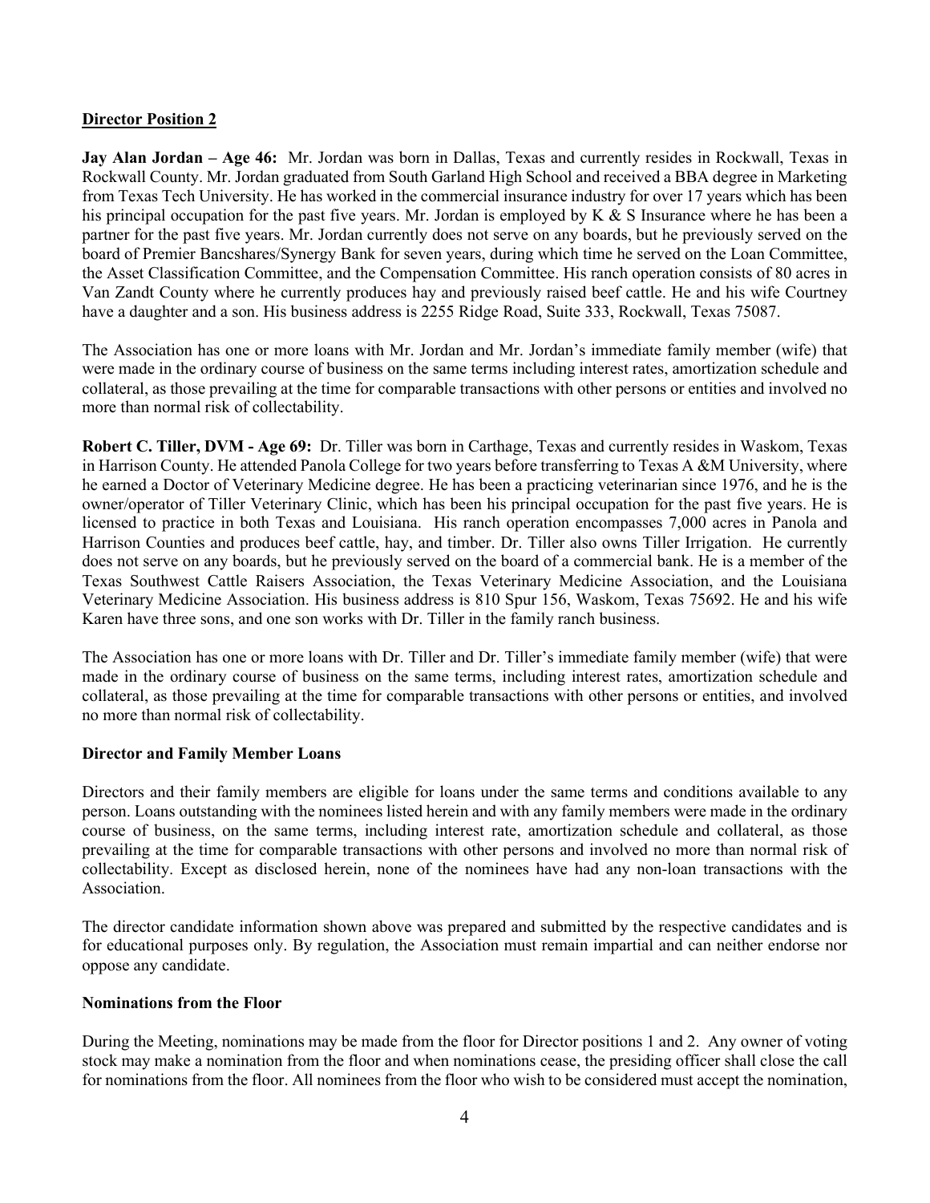**Director Position 2**

**Jay Alan Jordan – Age 46:** Mr. Jordan was born in Dallas, Texas and currently resides in Rockwall, Texas in Rockwall County. Mr. Jordan graduated from South Garland High School and received a BBA degree in Marketing from Texas Tech University. He has worked in the commercial insurance industry for over 17 years which has been his principal occupation for the past five years. Mr. Jordan is employed by K & S Insurance where he has been a partner for the past five years. Mr. Jordan currently does not serve on any boards, but he previously served on the board of Premier Bancshares/Synergy Bank for seven years, during which time he served on the Loan Committee, the Asset Classification Committee, and the Compensation Committee. His ranch operation consists of 80 acres in Van Zandt County where he currently produces hay and previously raised beef cattle. He and his wife Courtney have a daughter and a son. His business address is 2255 Ridge Road, Suite 333, Rockwall, Texas 75087.

The Association has one or more loans with Mr. Jordan and Mr. Jordan's immediate family member (wife) that were made in the ordinary course of business on the same terms including interest rates, amortization schedule and collateral, as those prevailing at the time for comparable transactions with other persons or entities and involved no more than normal risk of collectability.

**Robert C. Tiller, DVM - Age 69:** Dr. Tiller was born in Carthage, Texas and currently resides in Waskom, Texas in Harrison County. He attended Panola College for two years before transferring to Texas A &M University, where he earned a Doctor of Veterinary Medicine degree. He has been a practicing veterinarian since 1976, and he is the owner/operator of Tiller Veterinary Clinic, which has been his principal occupation for the past five years. He is licensed to practice in both Texas and Louisiana. His ranch operation encompasses 7,000 acres in Panola and Harrison Counties and produces beef cattle, hay, and timber. Dr. Tiller also owns Tiller Irrigation. He currently does not serve on any boards, but he previously served on the board of a commercial bank. He is a member of the Texas Southwest Cattle Raisers Association, the Texas Veterinary Medicine Association, and the Louisiana Veterinary Medicine Association. His business address is 810 Spur 156, Waskom, Texas 75692. He and his wife Karen have three sons, and one son works with Dr. Tiller in the family ranch business.

The Association has one or more loans with Dr. Tiller and Dr. Tiller's immediate family member (wife) that were made in the ordinary course of business on the same terms, including interest rates, amortization schedule and collateral, as those prevailing at the time for comparable transactions with other persons or entities, and involved no more than normal risk of collectability.

**Director and Family Member Loans**

Directors and their family members are eligible for loans under the same terms and conditions available to any person. Loans outstanding with the nominees listed herein and with any family members were made in the ordinary course of business, on the same terms, including interest rate, amortization schedule and collateral, as those prevailing at the time for comparable transactions with other persons and involved no more than normal risk of collectability. Except as disclosed herein, none of the nominees have had any non-loan transactions with the Association.

The director candidate information shown above was prepared and submitted by the respective candidates and is for educational purposes only. By regulation, the Association must remain impartial and can neither endorse nor oppose any candidate.

**Nominations from the Floor**

During the Meeting, nominations may be made from the floor for Director positions 1 and 2. Any owner of voting stock may make a nomination from the floor and when nominations cease, the presiding officer shall close the call for nominations from the floor. All nominees from the floor who wish to be considered must accept the nomination,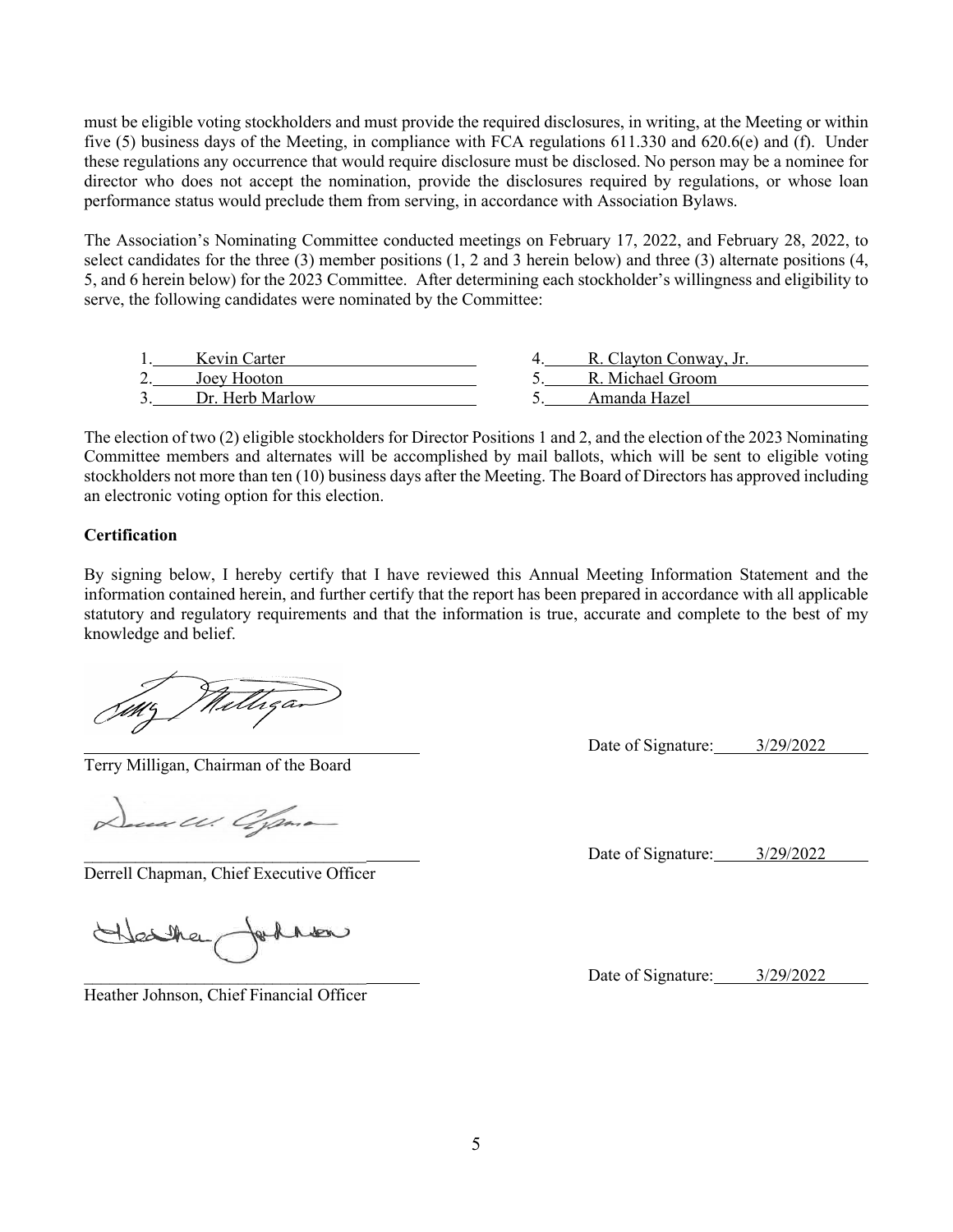must be eligible voting stockholders and must provide the required disclosures, in writing, at the Meeting or within five (5) business days of the Meeting, in compliance with FCA regulations 611.330 and 620.6(e) and (f). Under these regulations any occurrence that would require disclosure must be disclosed. No person may be a nominee for director who does not accept the nomination, provide the disclosures required by regulations, or whose loan performance status would preclude them from serving, in accordance with Association Bylaws.

The Association's Nominating Committee conducted meetings on February 17, 2022, and February 28, 2022, to select candidates for the three (3) member positions (1, 2 and 3 herein below) and three (3) alternate positions (4, 5, and 6 herein below) for the 2023 Committee. After determining each stockholder's willingness and eligibility to serve, the following candidates were nominated by the Committee:

1. Kevin Carter
2. Joey Hooton
3. Dr. Herb Marlow
4. R. Clayton Conway, Jr.
5. R. Michael Groom
5. Amanda Hazel

The election of two (2) eligible stockholders for Director Positions 1 and 2, and the election of the 2023 Nominating Committee members and alternates will be accomplished by mail ballots, which will be sent to eligible voting stockholders not more than ten (10) business days after the Meeting. The Board of Directors has approved including an electronic voting option for this election.

**Certification**

By signing below, I hereby certify that I have reviewed this Annual Meeting Information Statement and the information contained herein, and further certify that the report has been prepared in accordance with all applicable statutory and regulatory requirements and that the information is true, accurate and complete to the best of my knowledge and belief.

Terry Milligan, Chairman of the Board — Date of Signature: 3/29/2022

Derrell Chapman, Chief Executive Officer — Date of Signature: 3/29/2022

Heather Johnson, Chief Financial Officer — Date of Signature: 3/29/2022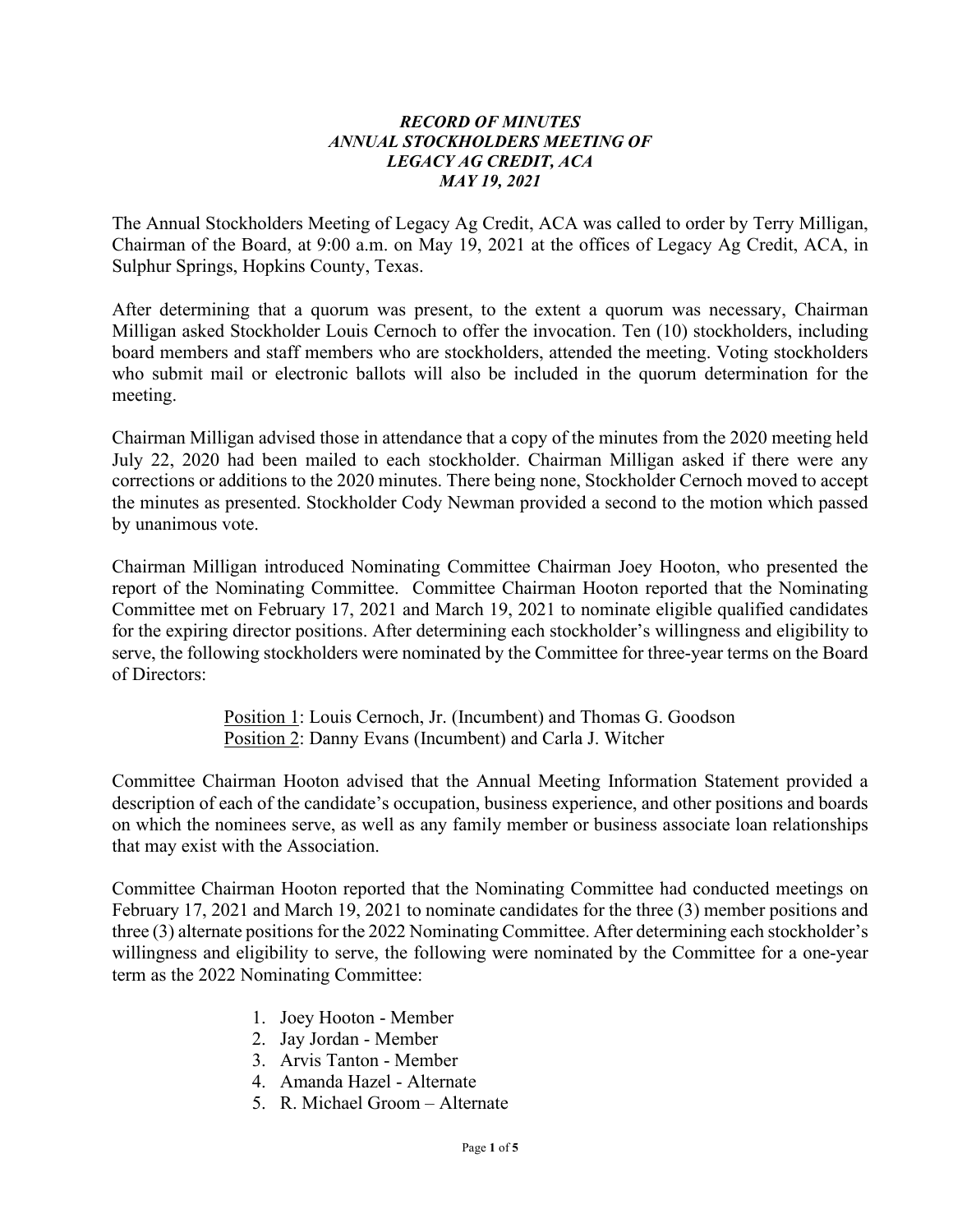***RECORD OF MINUTES***
***ANNUAL STOCKHOLDERS MEETING OF***
***LEGACY AG CREDIT, ACA***
***MAY 19, 2021***

The Annual Stockholders Meeting of Legacy Ag Credit, ACA was called to order by Terry Milligan, Chairman of the Board, at 9:00 a.m. on May 19, 2021 at the offices of Legacy Ag Credit, ACA, in Sulphur Springs, Hopkins County, Texas.

After determining that a quorum was present, to the extent a quorum was necessary, Chairman Milligan asked Stockholder Louis Cernoch to offer the invocation. Ten (10) stockholders, including board members and staff members who are stockholders, attended the meeting. Voting stockholders who submit mail or electronic ballots will also be included in the quorum determination for the meeting.

Chairman Milligan advised those in attendance that a copy of the minutes from the 2020 meeting held July 22, 2020 had been mailed to each stockholder. Chairman Milligan asked if there were any corrections or additions to the 2020 minutes. There being none, Stockholder Cernoch moved to accept the minutes as presented. Stockholder Cody Newman provided a second to the motion which passed by unanimous vote.

Chairman Milligan introduced Nominating Committee Chairman Joey Hooton, who presented the report of the Nominating Committee. Committee Chairman Hooton reported that the Nominating Committee met on February 17, 2021 and March 19, 2021 to nominate eligible qualified candidates for the expiring director positions. After determining each stockholder's willingness and eligibility to serve, the following stockholders were nominated by the Committee for three-year terms on the Board of Directors:

<u>Position 1</u>: Louis Cernoch, Jr. (Incumbent) and Thomas G. Goodson
<u>Position 2</u>: Danny Evans (Incumbent) and Carla J. Witcher

Committee Chairman Hooton advised that the Annual Meeting Information Statement provided a description of each of the candidate's occupation, business experience, and other positions and boards on which the nominees serve, as well as any family member or business associate loan relationships that may exist with the Association.

Committee Chairman Hooton reported that the Nominating Committee had conducted meetings on February 17, 2021 and March 19, 2021 to nominate candidates for the three (3) member positions and three (3) alternate positions for the 2022 Nominating Committee. After determining each stockholder's willingness and eligibility to serve, the following were nominated by the Committee for a one-year term as the 2022 Nominating Committee:

1. Joey Hooton - Member
2. Jay Jordan - Member
3. Arvis Tanton - Member
4. Amanda Hazel - Alternate
5. R. Michael Groom – Alternate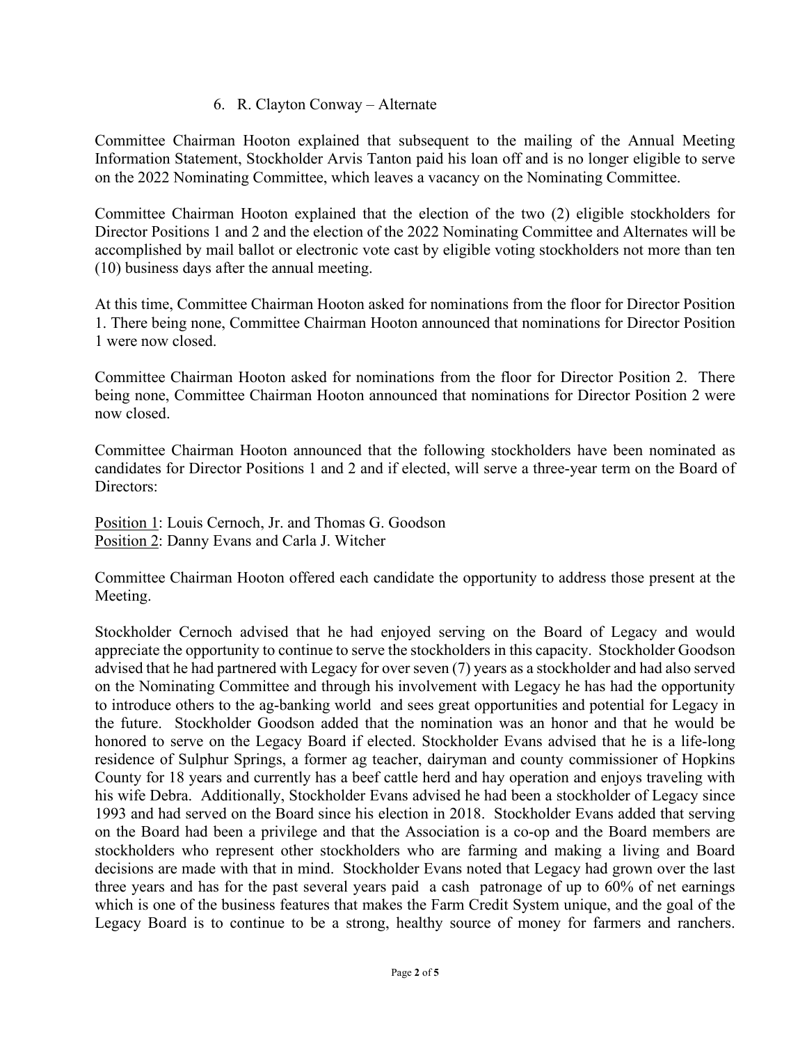6. R. Clayton Conway – Alternate

Committee Chairman Hooton explained that subsequent to the mailing of the Annual Meeting Information Statement, Stockholder Arvis Tanton paid his loan off and is no longer eligible to serve on the 2022 Nominating Committee, which leaves a vacancy on the Nominating Committee.

Committee Chairman Hooton explained that the election of the two (2) eligible stockholders for Director Positions 1 and 2 and the election of the 2022 Nominating Committee and Alternates will be accomplished by mail ballot or electronic vote cast by eligible voting stockholders not more than ten (10) business days after the annual meeting.

At this time, Committee Chairman Hooton asked for nominations from the floor for Director Position 1. There being none, Committee Chairman Hooton announced that nominations for Director Position 1 were now closed.

Committee Chairman Hooton asked for nominations from the floor for Director Position 2. There being none, Committee Chairman Hooton announced that nominations for Director Position 2 were now closed.

Committee Chairman Hooton announced that the following stockholders have been nominated as candidates for Director Positions 1 and 2 and if elected, will serve a three-year term on the Board of Directors:

<u>Position 1</u>: Louis Cernoch, Jr. and Thomas G. Goodson
<u>Position 2</u>: Danny Evans and Carla J. Witcher

Committee Chairman Hooton offered each candidate the opportunity to address those present at the Meeting.

Stockholder Cernoch advised that he had enjoyed serving on the Board of Legacy and would appreciate the opportunity to continue to serve the stockholders in this capacity. Stockholder Goodson advised that he had partnered with Legacy for over seven (7) years as a stockholder and had also served on the Nominating Committee and through his involvement with Legacy he has had the opportunity to introduce others to the ag-banking world and sees great opportunities and potential for Legacy in the future. Stockholder Goodson added that the nomination was an honor and that he would be honored to serve on the Legacy Board if elected. Stockholder Evans advised that he is a life-long residence of Sulphur Springs, a former ag teacher, dairyman and county commissioner of Hopkins County for 18 years and currently has a beef cattle herd and hay operation and enjoys traveling with his wife Debra. Additionally, Stockholder Evans advised he had been a stockholder of Legacy since 1993 and had served on the Board since his election in 2018. Stockholder Evans added that serving on the Board had been a privilege and that the Association is a co-op and the Board members are stockholders who represent other stockholders who are farming and making a living and Board decisions are made with that in mind. Stockholder Evans noted that Legacy had grown over the last three years and has for the past several years paid a cash patronage of up to 60% of net earnings which is one of the business features that makes the Farm Credit System unique, and the goal of the Legacy Board is to continue to be a strong, healthy source of money for farmers and ranchers.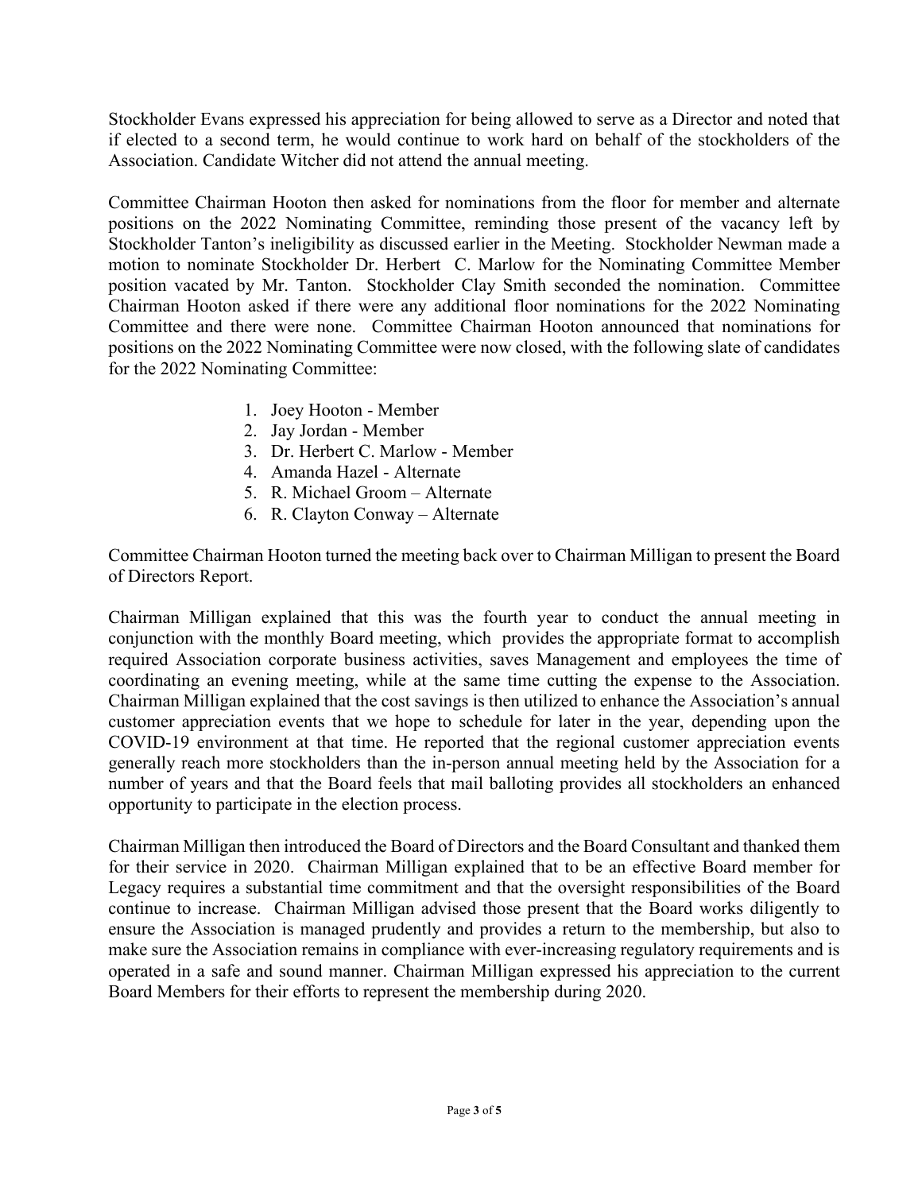Stockholder Evans expressed his appreciation for being allowed to serve as a Director and noted that if elected to a second term, he would continue to work hard on behalf of the stockholders of the Association. Candidate Witcher did not attend the annual meeting.

Committee Chairman Hooton then asked for nominations from the floor for member and alternate positions on the 2022 Nominating Committee, reminding those present of the vacancy left by Stockholder Tanton's ineligibility as discussed earlier in the Meeting. Stockholder Newman made a motion to nominate Stockholder Dr. Herbert C. Marlow for the Nominating Committee Member position vacated by Mr. Tanton. Stockholder Clay Smith seconded the nomination. Committee Chairman Hooton asked if there were any additional floor nominations for the 2022 Nominating Committee and there were none. Committee Chairman Hooton announced that nominations for positions on the 2022 Nominating Committee were now closed, with the following slate of candidates for the 2022 Nominating Committee:

1. Joey Hooton - Member
2. Jay Jordan - Member
3. Dr. Herbert C. Marlow - Member
4. Amanda Hazel - Alternate
5. R. Michael Groom – Alternate
6. R. Clayton Conway – Alternate

Committee Chairman Hooton turned the meeting back over to Chairman Milligan to present the Board of Directors Report.

Chairman Milligan explained that this was the fourth year to conduct the annual meeting in conjunction with the monthly Board meeting, which provides the appropriate format to accomplish required Association corporate business activities, saves Management and employees the time of coordinating an evening meeting, while at the same time cutting the expense to the Association. Chairman Milligan explained that the cost savings is then utilized to enhance the Association's annual customer appreciation events that we hope to schedule for later in the year, depending upon the COVID-19 environment at that time. He reported that the regional customer appreciation events generally reach more stockholders than the in-person annual meeting held by the Association for a number of years and that the Board feels that mail balloting provides all stockholders an enhanced opportunity to participate in the election process.

Chairman Milligan then introduced the Board of Directors and the Board Consultant and thanked them for their service in 2020. Chairman Milligan explained that to be an effective Board member for Legacy requires a substantial time commitment and that the oversight responsibilities of the Board continue to increase. Chairman Milligan advised those present that the Board works diligently to ensure the Association is managed prudently and provides a return to the membership, but also to make sure the Association remains in compliance with ever-increasing regulatory requirements and is operated in a safe and sound manner. Chairman Milligan expressed his appreciation to the current Board Members for their efforts to represent the membership during 2020.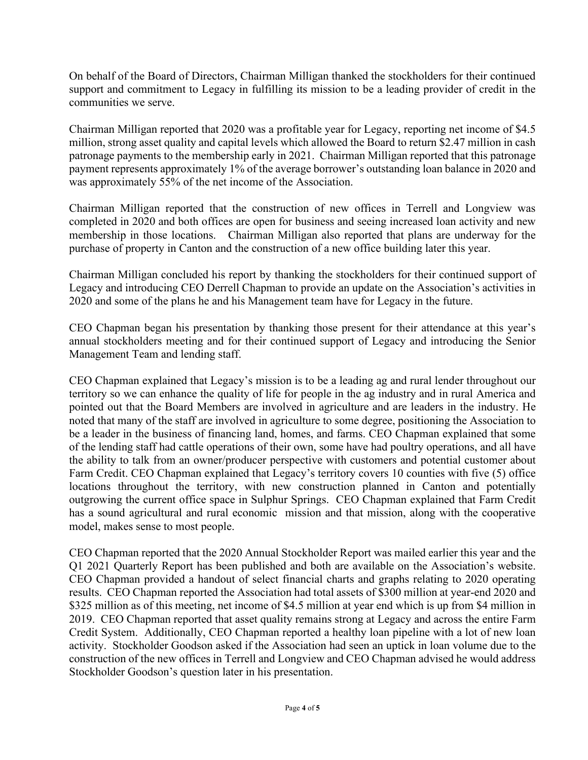On behalf of the Board of Directors, Chairman Milligan thanked the stockholders for their continued support and commitment to Legacy in fulfilling its mission to be a leading provider of credit in the communities we serve.

Chairman Milligan reported that 2020 was a profitable year for Legacy, reporting net income of $4.5 million, strong asset quality and capital levels which allowed the Board to return $2.47 million in cash patronage payments to the membership early in 2021. Chairman Milligan reported that this patronage payment represents approximately 1% of the average borrower's outstanding loan balance in 2020 and was approximately 55% of the net income of the Association.

Chairman Milligan reported that the construction of new offices in Terrell and Longview was completed in 2020 and both offices are open for business and seeing increased loan activity and new membership in those locations. Chairman Milligan also reported that plans are underway for the purchase of property in Canton and the construction of a new office building later this year.

Chairman Milligan concluded his report by thanking the stockholders for their continued support of Legacy and introducing CEO Derrell Chapman to provide an update on the Association's activities in 2020 and some of the plans he and his Management team have for Legacy in the future.

CEO Chapman began his presentation by thanking those present for their attendance at this year's annual stockholders meeting and for their continued support of Legacy and introducing the Senior Management Team and lending staff.

CEO Chapman explained that Legacy's mission is to be a leading ag and rural lender throughout our territory so we can enhance the quality of life for people in the ag industry and in rural America and pointed out that the Board Members are involved in agriculture and are leaders in the industry. He noted that many of the staff are involved in agriculture to some degree, positioning the Association to be a leader in the business of financing land, homes, and farms. CEO Chapman explained that some of the lending staff had cattle operations of their own, some have had poultry operations, and all have the ability to talk from an owner/producer perspective with customers and potential customer about Farm Credit. CEO Chapman explained that Legacy's territory covers 10 counties with five (5) office locations throughout the territory, with new construction planned in Canton and potentially outgrowing the current office space in Sulphur Springs. CEO Chapman explained that Farm Credit has a sound agricultural and rural economic mission and that mission, along with the cooperative model, makes sense to most people.

CEO Chapman reported that the 2020 Annual Stockholder Report was mailed earlier this year and the Q1 2021 Quarterly Report has been published and both are available on the Association's website. CEO Chapman provided a handout of select financial charts and graphs relating to 2020 operating results. CEO Chapman reported the Association had total assets of $300 million at year-end 2020 and $325 million as of this meeting, net income of $4.5 million at year end which is up from $4 million in 2019. CEO Chapman reported that asset quality remains strong at Legacy and across the entire Farm Credit System. Additionally, CEO Chapman reported a healthy loan pipeline with a lot of new loan activity. Stockholder Goodson asked if the Association had seen an uptick in loan volume due to the construction of the new offices in Terrell and Longview and CEO Chapman advised he would address Stockholder Goodson's question later in his presentation.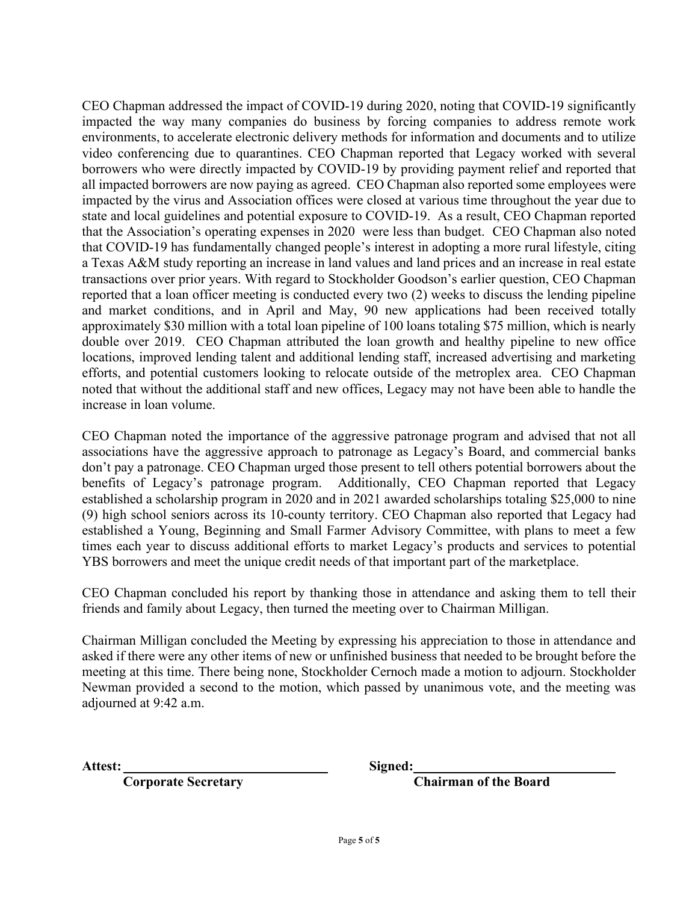CEO Chapman addressed the impact of COVID-19 during 2020, noting that COVID-19 significantly impacted the way many companies do business by forcing companies to address remote work environments, to accelerate electronic delivery methods for information and documents and to utilize video conferencing due to quarantines. CEO Chapman reported that Legacy worked with several borrowers who were directly impacted by COVID-19 by providing payment relief and reported that all impacted borrowers are now paying as agreed. CEO Chapman also reported some employees were impacted by the virus and Association offices were closed at various time throughout the year due to state and local guidelines and potential exposure to COVID-19. As a result, CEO Chapman reported that the Association's operating expenses in 2020 were less than budget. CEO Chapman also noted that COVID-19 has fundamentally changed people's interest in adopting a more rural lifestyle, citing a Texas A&M study reporting an increase in land values and land prices and an increase in real estate transactions over prior years. With regard to Stockholder Goodson's earlier question, CEO Chapman reported that a loan officer meeting is conducted every two (2) weeks to discuss the lending pipeline and market conditions, and in April and May, 90 new applications had been received totally approximately $30 million with a total loan pipeline of 100 loans totaling $75 million, which is nearly double over 2019. CEO Chapman attributed the loan growth and healthy pipeline to new office locations, improved lending talent and additional lending staff, increased advertising and marketing efforts, and potential customers looking to relocate outside of the metroplex area. CEO Chapman noted that without the additional staff and new offices, Legacy may not have been able to handle the increase in loan volume.

CEO Chapman noted the importance of the aggressive patronage program and advised that not all associations have the aggressive approach to patronage as Legacy's Board, and commercial banks don't pay a patronage. CEO Chapman urged those present to tell others potential borrowers about the benefits of Legacy's patronage program. Additionally, CEO Chapman reported that Legacy established a scholarship program in 2020 and in 2021 awarded scholarships totaling $25,000 to nine (9) high school seniors across its 10-county territory. CEO Chapman also reported that Legacy had established a Young, Beginning and Small Farmer Advisory Committee, with plans to meet a few times each year to discuss additional efforts to market Legacy's products and services to potential YBS borrowers and meet the unique credit needs of that important part of the marketplace.

CEO Chapman concluded his report by thanking those in attendance and asking them to tell their friends and family about Legacy, then turned the meeting over to Chairman Milligan.

Chairman Milligan concluded the Meeting by expressing his appreciation to those in attendance and asked if there were any other items of new or unfinished business that needed to be brought before the meeting at this time. There being none, Stockholder Cernoch made a motion to adjourn. Stockholder Newman provided a second to the motion, which passed by unanimous vote, and the meeting was adjourned at 9:42 a.m.

**Attest:** ______________________________ **Signed:** ______________________________

**Corporate Secretary** **Chairman of the Board**